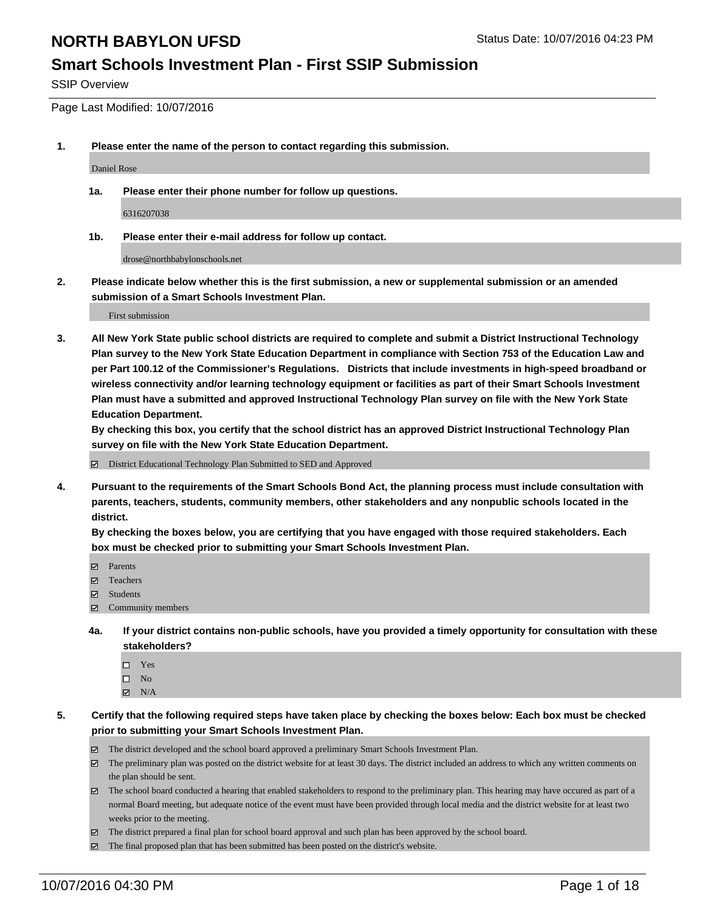# NORTH BABYLON UFSD

Status Date: 10/07/2016 04:23 PM

## Smart Schools Investment Plan - First SSIP Submission

SSIP Overview

Page Last Modified: 10/07/2016

**1. Please enter the name of the person to contact regarding this submission.**

Daniel Rose

**1a. Please enter their phone number for follow up questions.**

6316207038

**1b. Please enter their e-mail address for follow up contact.**

drose@northbabylonschools.net

**2. Please indicate below whether this is the first submission, a new or supplemental submission or an amended submission of a Smart Schools Investment Plan.**

First submission

**3. All New York State public school districts are required to complete and submit a District Instructional Technology Plan survey to the New York State Education Department in compliance with Section 753 of the Education Law and per Part 100.12 of the Commissioner's Regulations. Districts that include investments in high-speed broadband or wireless connectivity and/or learning technology equipment or facilities as part of their Smart Schools Investment Plan must have a submitted and approved Instructional Technology Plan survey on file with the New York State Education Department.**
**By checking this box, you certify that the school district has an approved District Instructional Technology Plan survey on file with the New York State Education Department.**

- [x] District Educational Technology Plan Submitted to SED and Approved

**4. Pursuant to the requirements of the Smart Schools Bond Act, the planning process must include consultation with parents, teachers, students, community members, other stakeholders and any nonpublic schools located in the district.**
**By checking the boxes below, you are certifying that you have engaged with those required stakeholders. Each box must be checked prior to submitting your Smart Schools Investment Plan.**

- [x] Parents
- [x] Teachers
- [x] Students
- [x] Community members

**4a. If your district contains non-public schools, have you provided a timely opportunity for consultation with these stakeholders?**

- [ ] Yes
- [ ] No
- [x] N/A

**5. Certify that the following required steps have taken place by checking the boxes below: Each box must be checked prior to submitting your Smart Schools Investment Plan.**

- [x] The district developed and the school board approved a preliminary Smart Schools Investment Plan.
- [x] The preliminary plan was posted on the district website for at least 30 days. The district included an address to which any written comments on the plan should be sent.
- [x] The school board conducted a hearing that enabled stakeholders to respond to the preliminary plan. This hearing may have occured as part of a normal Board meeting, but adequate notice of the event must have been provided through local media and the district website for at least two weeks prior to the meeting.
- [x] The district prepared a final plan for school board approval and such plan has been approved by the school board.
- [x] The final proposed plan that has been submitted has been posted on the district's website.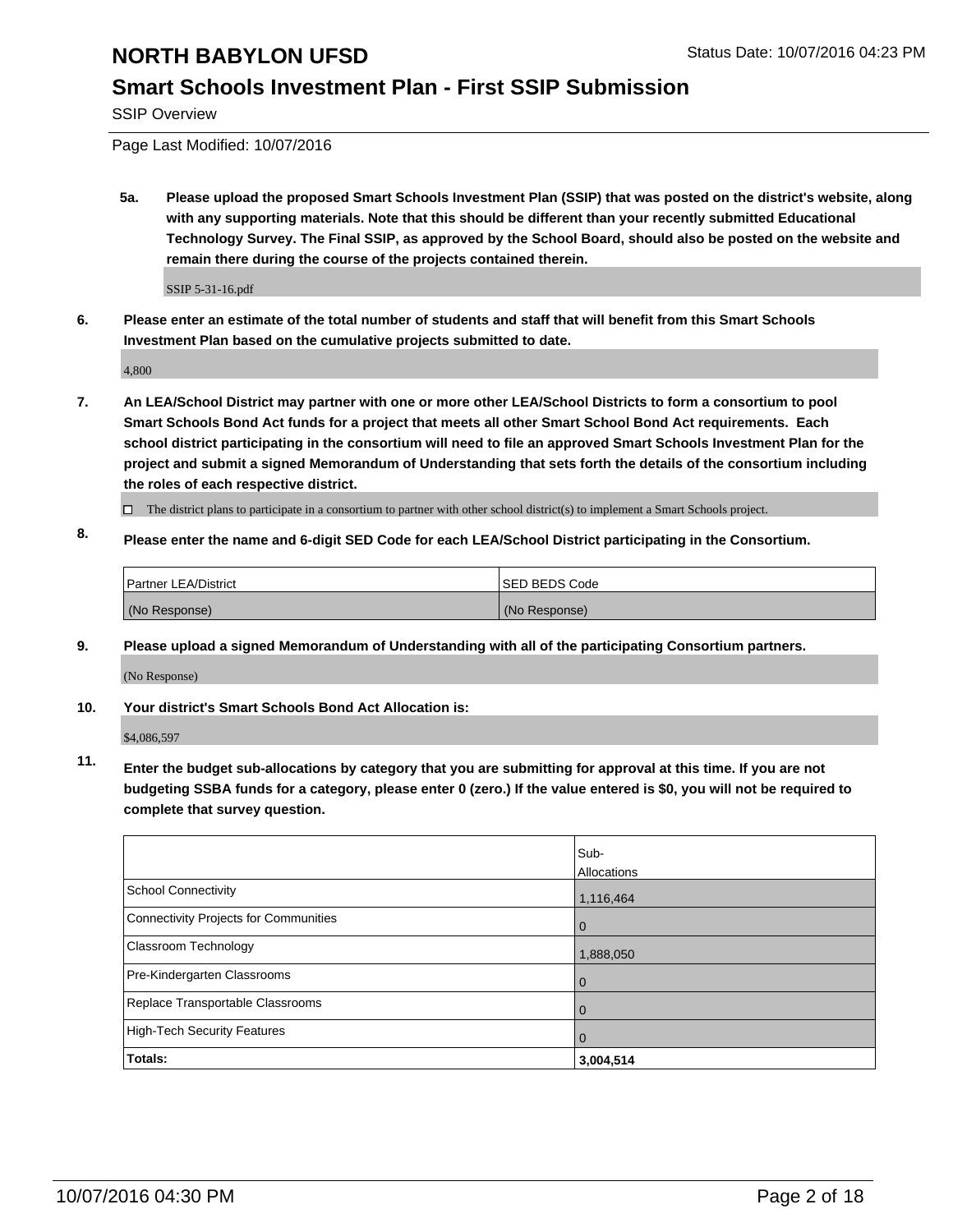# NORTH BABYLON UFSD

Status Date: 10/07/2016 04:23 PM

## Smart Schools Investment Plan - First SSIP Submission

SSIP Overview

Page Last Modified: 10/07/2016

**5a. Please upload the proposed Smart Schools Investment Plan (SSIP) that was posted on the district's website, along with any supporting materials. Note that this should be different than your recently submitted Educational Technology Survey. The Final SSIP, as approved by the School Board, should also be posted on the website and remain there during the course of the projects contained therein.**

SSIP 5-31-16.pdf

**6. Please enter an estimate of the total number of students and staff that will benefit from this Smart Schools Investment Plan based on the cumulative projects submitted to date.**

4,800

**7. An LEA/School District may partner with one or more other LEA/School Districts to form a consortium to pool Smart Schools Bond Act funds for a project that meets all other Smart School Bond Act requirements. Each school district participating in the consortium will need to file an approved Smart Schools Investment Plan for the project and submit a signed Memorandum of Understanding that sets forth the details of the consortium including the roles of each respective district.**

☐ The district plans to participate in a consortium to partner with other school district(s) to implement a Smart Schools project.

**8. Please enter the name and 6-digit SED Code for each LEA/School District participating in the Consortium.**

| Partner LEA/District | SED BEDS Code |
|---|---|
| (No Response) | (No Response) |

**9. Please upload a signed Memorandum of Understanding with all of the participating Consortium partners.**

(No Response)

**10. Your district's Smart Schools Bond Act Allocation is:**

$4,086,597

**11. Enter the budget sub-allocations by category that you are submitting for approval at this time. If you are not budgeting SSBA funds for a category, please enter 0 (zero.) If the value entered is $0, you will not be required to complete that survey question.**

| | Sub-Allocations |
|---|---|
| School Connectivity | 1,116,464 |
| Connectivity Projects for Communities | 0 |
| Classroom Technology | 1,888,050 |
| Pre-Kindergarten Classrooms | 0 |
| Replace Transportable Classrooms | 0 |
| High-Tech Security Features | 0 |
| **Totals:** | **3,004,514** |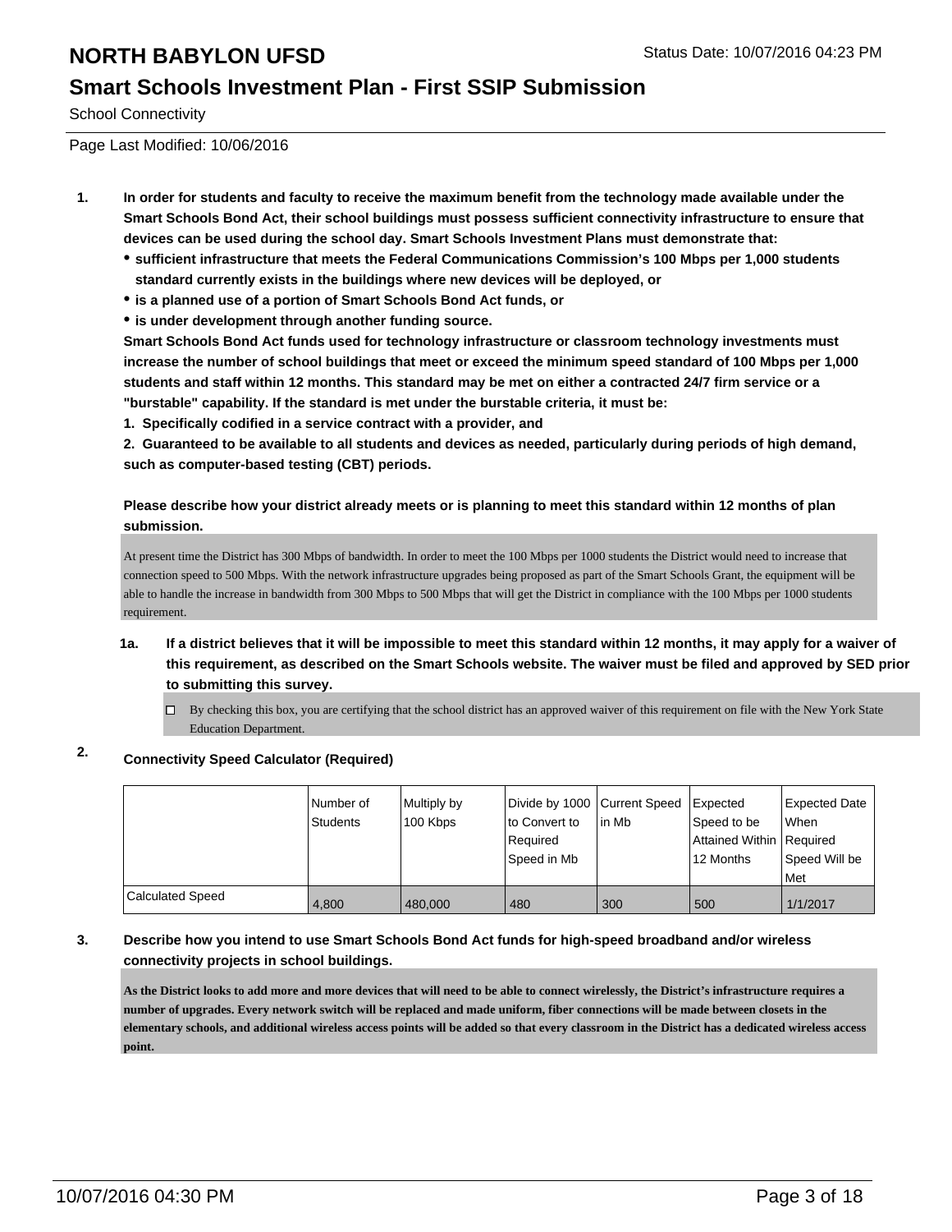# NORTH BABYLON UFSD

## Smart Schools Investment Plan - First SSIP Submission

School Connectivity

Page Last Modified: 10/06/2016

**1. In order for students and faculty to receive the maximum benefit from the technology made available under the Smart Schools Bond Act, their school buildings must possess sufficient connectivity infrastructure to ensure that devices can be used during the school day. Smart Schools Investment Plans must demonstrate that:**

- **sufficient infrastructure that meets the Federal Communications Commission's 100 Mbps per 1,000 students standard currently exists in the buildings where new devices will be deployed, or**
- **is a planned use of a portion of Smart Schools Bond Act funds, or**
- **is under development through another funding source.**

**Smart Schools Bond Act funds used for technology infrastructure or classroom technology investments must increase the number of school buildings that meet or exceed the minimum speed standard of 100 Mbps per 1,000 students and staff within 12 months. This standard may be met on either a contracted 24/7 firm service or a "burstable" capability. If the standard is met under the burstable criteria, it must be:**

**1. Specifically codified in a service contract with a provider, and**

**2. Guaranteed to be available to all students and devices as needed, particularly during periods of high demand, such as computer-based testing (CBT) periods.**

**Please describe how your district already meets or is planning to meet this standard within 12 months of plan submission.**

At present time the District has 300 Mbps of bandwidth. In order to meet the 100 Mbps per 1000 students the District would need to increase that connection speed to 500 Mbps. With the network infrastructure upgrades being proposed as part of the Smart Schools Grant, the equipment will be able to handle the increase in bandwidth from 300 Mbps to 500 Mbps that will get the District in compliance with the 100 Mbps per 1000 students requirement.

**1a. If a district believes that it will be impossible to meet this standard within 12 months, it may apply for a waiver of this requirement, as described on the Smart Schools website. The waiver must be filed and approved by SED prior to submitting this survey.**

☐ By checking this box, you are certifying that the school district has an approved waiver of this requirement on file with the New York State Education Department.

**2. Connectivity Speed Calculator (Required)**

| | Number of Students | Multiply by 100 Kbps | Divide by 1000 to Convert to Required Speed in Mb | Current Speed in Mb | Expected Speed to be Attained Within 12 Months | Expected Date When Required Speed Will be Met |
|---|---|---|---|---|---|---|
| Calculated Speed | 4,800 | 480,000 | 480 | 300 | 500 | 1/1/2017 |

**3. Describe how you intend to use Smart Schools Bond Act funds for high-speed broadband and/or wireless connectivity projects in school buildings.**

**As the District looks to add more and more devices that will need to be able to connect wirelessly, the District's infrastructure requires a number of upgrades. Every network switch will be replaced and made uniform, fiber connections will be made between closets in the elementary schools, and additional wireless access points will be added so that every classroom in the District has a dedicated wireless access point.**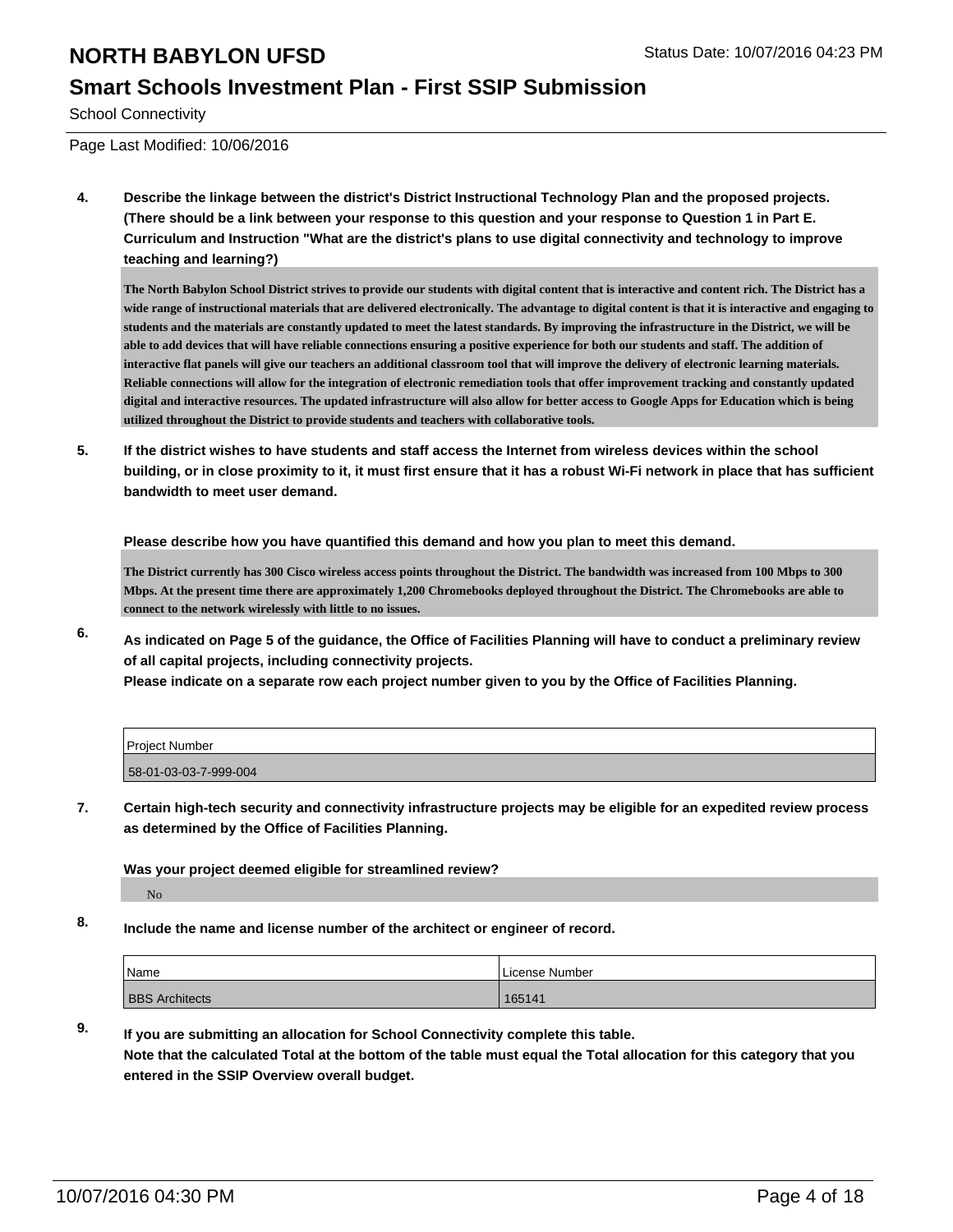## Smart Schools Investment Plan - First SSIP Submission

School Connectivity

Page Last Modified: 10/06/2016

**4. Describe the linkage between the district's District Instructional Technology Plan and the proposed projects. (There should be a link between your response to this question and your response to Question 1 in Part E. Curriculum and Instruction "What are the district's plans to use digital connectivity and technology to improve teaching and learning?)**

The North Babylon School District strives to provide our students with digital content that is interactive and content rich. The District has a wide range of instructional materials that are delivered electronically. The advantage to digital content is that it is interactive and engaging to students and the materials are constantly updated to meet the latest standards. By improving the infrastructure in the District, we will be able to add devices that will have reliable connections ensuring a positive experience for both our students and staff. The addition of interactive flat panels will give our teachers an additional classroom tool that will improve the delivery of electronic learning materials. Reliable connections will allow for the integration of electronic remediation tools that offer improvement tracking and constantly updated digital and interactive resources. The updated infrastructure will also allow for better access to Google Apps for Education which is being utilized throughout the District to provide students and teachers with collaborative tools.

**5. If the district wishes to have students and staff access the Internet from wireless devices within the school building, or in close proximity to it, it must first ensure that it has a robust Wi-Fi network in place that has sufficient bandwidth to meet user demand.**

**Please describe how you have quantified this demand and how you plan to meet this demand.**

The District currently has 300 Cisco wireless access points throughout the District. The bandwidth was increased from 100 Mbps to 300 Mbps. At the present time there are approximately 1,200 Chromebooks deployed throughout the District. The Chromebooks are able to connect to the network wirelessly with little to no issues.

**6. As indicated on Page 5 of the guidance, the Office of Facilities Planning will have to conduct a preliminary review of all capital projects, including connectivity projects.**
**Please indicate on a separate row each project number given to you by the Office of Facilities Planning.**

| Project Number |
|---|
| 58-01-03-03-7-999-004 |

**7. Certain high-tech security and connectivity infrastructure projects may be eligible for an expedited review process as determined by the Office of Facilities Planning.**

**Was your project deemed eligible for streamlined review?**

No

**8. Include the name and license number of the architect or engineer of record.**

| Name | License Number |
|---|---|
| BBS Architects | 165141 |

**9. If you are submitting an allocation for School Connectivity complete this table.**
**Note that the calculated Total at the bottom of the table must equal the Total allocation for this category that you entered in the SSIP Overview overall budget.**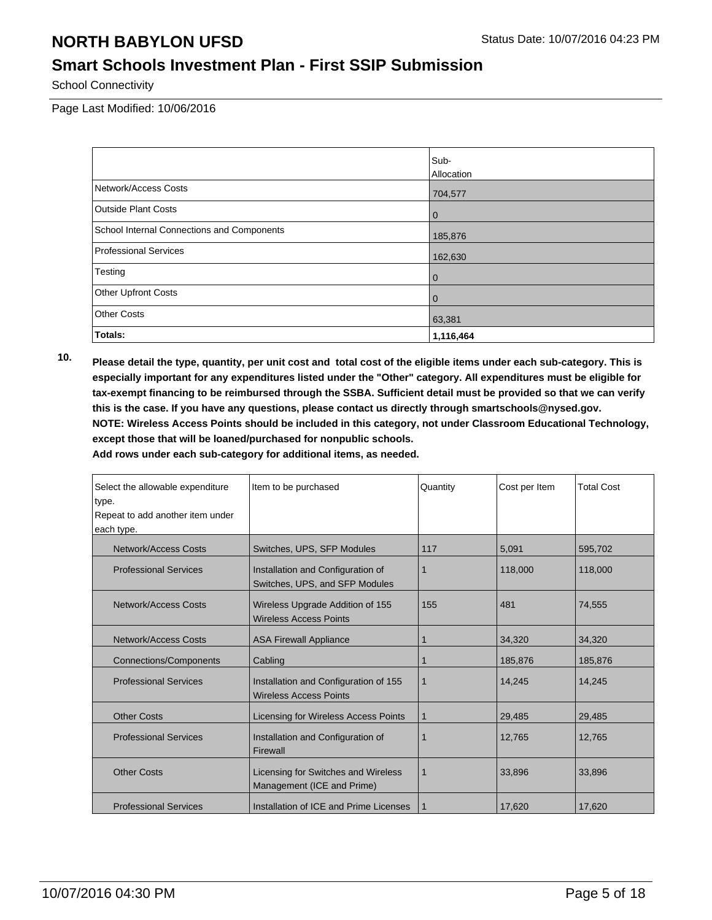# NORTH BABYLON UFSD

## Smart Schools Investment Plan - First SSIP Submission

School Connectivity

Page Last Modified: 10/06/2016

| | Sub-Allocation |
|---|---|
| Network/Access Costs | 704,577 |
| Outside Plant Costs | 0 |
| School Internal Connections and Components | 185,876 |
| Professional Services | 162,630 |
| Testing | 0 |
| Other Upfront Costs | 0 |
| Other Costs | 63,381 |
| **Totals:** | **1,116,464** |

**10. Please detail the type, quantity, per unit cost and total cost of the eligible items under each sub-category. This is especially important for any expenditures listed under the "Other" category. All expenditures must be eligible for tax-exempt financing to be reimbursed through the SSBA. Sufficient detail must be provided so that we can verify this is the case. If you have any questions, please contact us directly through smartschools@nysed.gov.**
**NOTE: Wireless Access Points should be included in this category, not under Classroom Educational Technology, except those that will be loaned/purchased for nonpublic schools.**
**Add rows under each sub-category for additional items, as needed.**

| Select the allowable expenditure type. Repeat to add another item under each type. | Item to be purchased | Quantity | Cost per Item | Total Cost |
|---|---|---|---|---|
| Network/Access Costs | Switches, UPS, SFP Modules | 117 | 5,091 | 595,702 |
| Professional Services | Installation and Configuration of Switches, UPS, and SFP Modules | 1 | 118,000 | 118,000 |
| Network/Access Costs | Wireless Upgrade Addition of 155 Wireless Access Points | 155 | 481 | 74,555 |
| Network/Access Costs | ASA Firewall Appliance | 1 | 34,320 | 34,320 |
| Connections/Components | Cabling | 1 | 185,876 | 185,876 |
| Professional Services | Installation and Configuration of 155 Wireless Access Points | 1 | 14,245 | 14,245 |
| Other Costs | Licensing for Wireless Access Points | 1 | 29,485 | 29,485 |
| Professional Services | Installation and Configuration of Firewall | 1 | 12,765 | 12,765 |
| Other Costs | Licensing for Switches and Wireless Management (ICE and Prime) | 1 | 33,896 | 33,896 |
| Professional Services | Installation of ICE and Prime Licenses | 1 | 17,620 | 17,620 |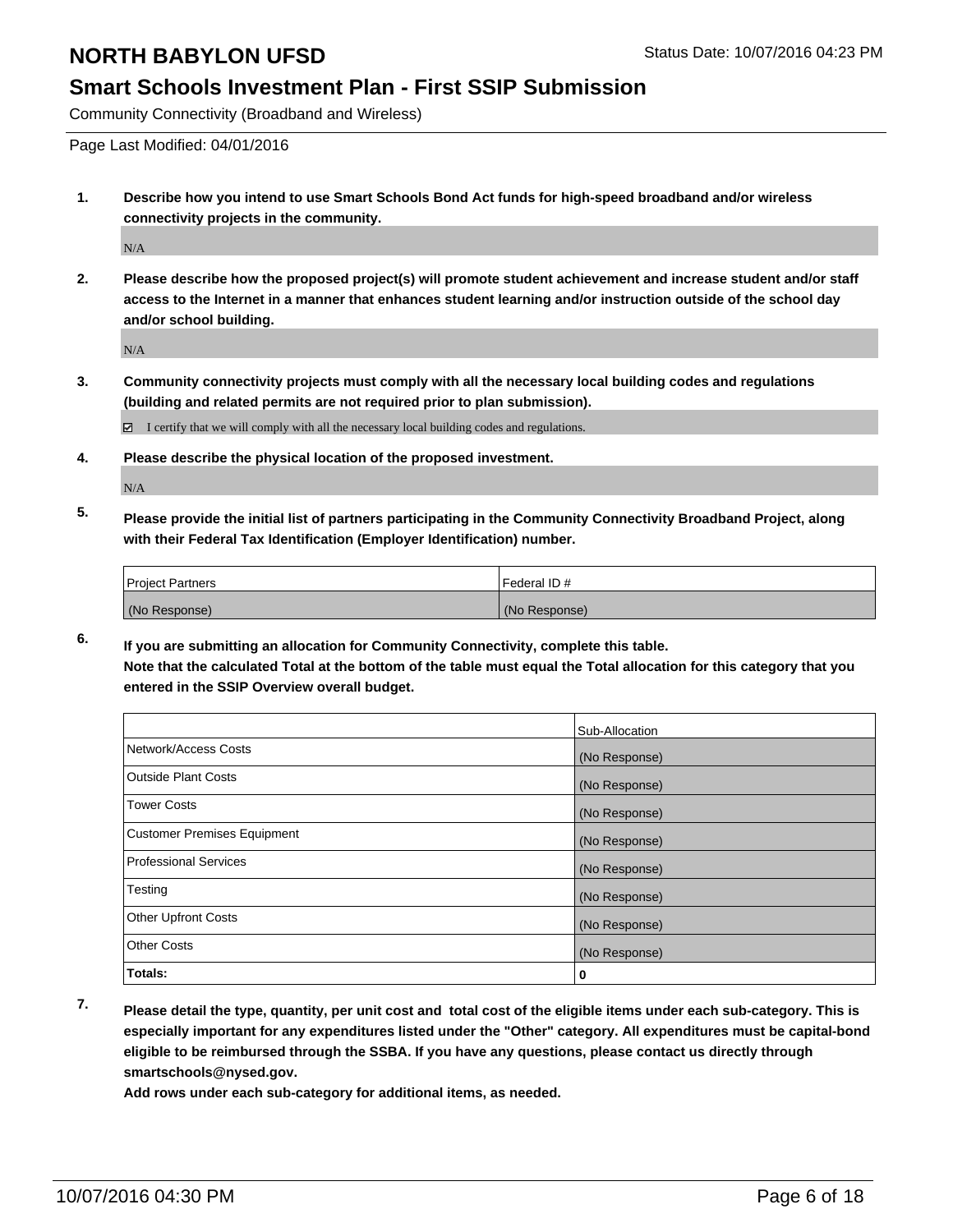# NORTH BABYLON UFSD

Status Date: 10/07/2016 04:23 PM

## Smart Schools Investment Plan - First SSIP Submission

Community Connectivity (Broadband and Wireless)

Page Last Modified: 04/01/2016

**1. Describe how you intend to use Smart Schools Bond Act funds for high-speed broadband and/or wireless connectivity projects in the community.**

N/A

**2. Please describe how the proposed project(s) will promote student achievement and increase student and/or staff access to the Internet in a manner that enhances student learning and/or instruction outside of the school day and/or school building.**

N/A

**3. Community connectivity projects must comply with all the necessary local building codes and regulations (building and related permits are not required prior to plan submission).**

☑ I certify that we will comply with all the necessary local building codes and regulations.

**4. Please describe the physical location of the proposed investment.**

N/A

**5. Please provide the initial list of partners participating in the Community Connectivity Broadband Project, along with their Federal Tax Identification (Employer Identification) number.**

| Project Partners | Federal ID # |
|---|---|
| (No Response) | (No Response) |

**6. If you are submitting an allocation for Community Connectivity, complete this table. Note that the calculated Total at the bottom of the table must equal the Total allocation for this category that you entered in the SSIP Overview overall budget.**

| | Sub-Allocation |
|---|---|
| Network/Access Costs | (No Response) |
| Outside Plant Costs | (No Response) |
| Tower Costs | (No Response) |
| Customer Premises Equipment | (No Response) |
| Professional Services | (No Response) |
| Testing | (No Response) |
| Other Upfront Costs | (No Response) |
| Other Costs | (No Response) |
| **Totals:** | **0** |

**7. Please detail the type, quantity, per unit cost and total cost of the eligible items under each sub-category. This is especially important for any expenditures listed under the "Other" category. All expenditures must be capital-bond eligible to be reimbursed through the SSBA. If you have any questions, please contact us directly through smartschools@nysed.gov.**

**Add rows under each sub-category for additional items, as needed.**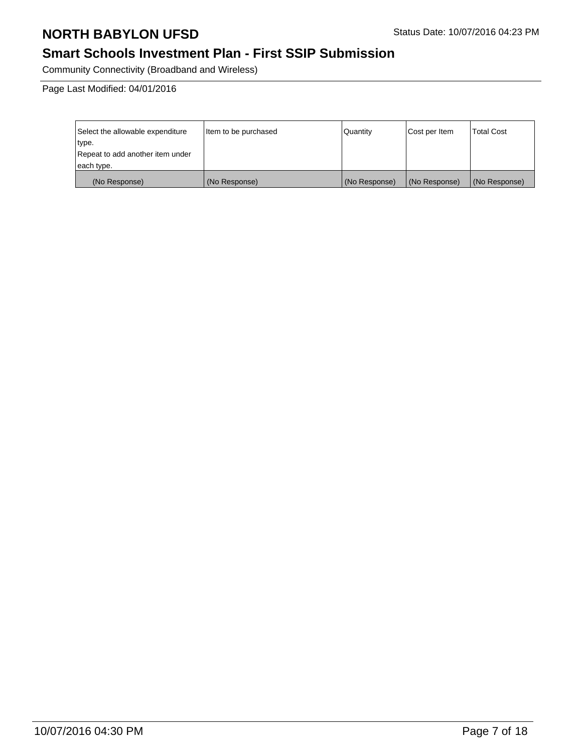# NORTH BABYLON UFSD

Status Date: 10/07/2016 04:23 PM

## Smart Schools Investment Plan - First SSIP Submission

Community Connectivity (Broadband and Wireless)

Page Last Modified: 04/01/2016

| Select the allowable expenditure type. Repeat to add another item under each type. | Item to be purchased | Quantity | Cost per Item | Total Cost |
|---|---|---|---|---|
| (No Response) | (No Response) | (No Response) | (No Response) | (No Response) |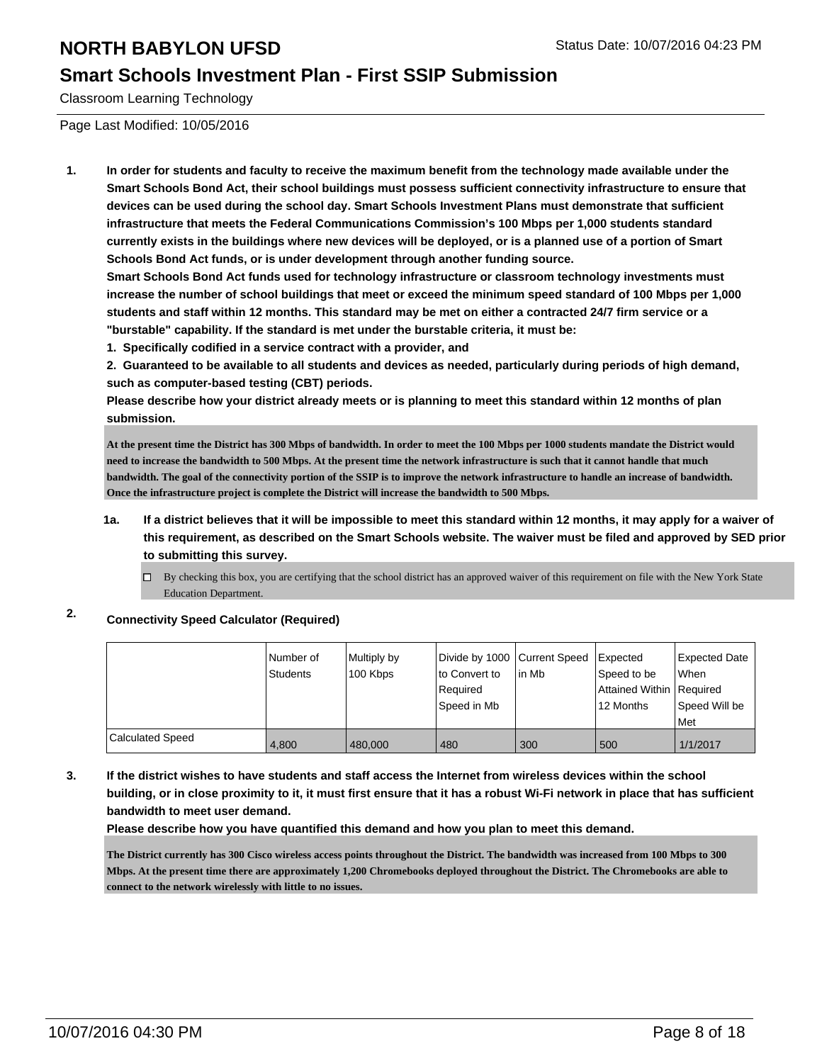# NORTH BABYLON UFSD

Status Date: 10/07/2016 04:23 PM

## Smart Schools Investment Plan - First SSIP Submission

Classroom Learning Technology

Page Last Modified: 10/05/2016

**1. In order for students and faculty to receive the maximum benefit from the technology made available under the Smart Schools Bond Act, their school buildings must possess sufficient connectivity infrastructure to ensure that devices can be used during the school day. Smart Schools Investment Plans must demonstrate that sufficient infrastructure that meets the Federal Communications Commission's 100 Mbps per 1,000 students standard currently exists in the buildings where new devices will be deployed, or is a planned use of a portion of Smart Schools Bond Act funds, or is under development through another funding source.**

**Smart Schools Bond Act funds used for technology infrastructure or classroom technology investments must increase the number of school buildings that meet or exceed the minimum speed standard of 100 Mbps per 1,000 students and staff within 12 months. This standard may be met on either a contracted 24/7 firm service or a "burstable" capability. If the standard is met under the burstable criteria, it must be:**

**1. Specifically codified in a service contract with a provider, and**

**2. Guaranteed to be available to all students and devices as needed, particularly during periods of high demand, such as computer-based testing (CBT) periods.**

**Please describe how your district already meets or is planning to meet this standard within 12 months of plan submission.**

At the present time the District has 300 Mbps of bandwidth. In order to meet the 100 Mbps per 1000 students mandate the District would need to increase the bandwidth to 500 Mbps. At the present time the network infrastructure is such that it cannot handle that much bandwidth. The goal of the connectivity portion of the SSIP is to improve the network infrastructure to handle an increase of bandwidth. Once the infrastructure project is complete the District will increase the bandwidth to 500 Mbps.

**1a. If a district believes that it will be impossible to meet this standard within 12 months, it may apply for a waiver of this requirement, as described on the Smart Schools website. The waiver must be filed and approved by SED prior to submitting this survey.**

☐ By checking this box, you are certifying that the school district has an approved waiver of this requirement on file with the New York State Education Department.

**2. Connectivity Speed Calculator (Required)**

| | Number of Students | Multiply by 100 Kbps | Divide by 1000 to Convert to Required Speed in Mb | Current Speed in Mb | Expected Speed to be Attained Within 12 Months | Expected Date When Required Speed Will be Met |
|---|---|---|---|---|---|---|
| Calculated Speed | 4,800 | 480,000 | 480 | 300 | 500 | 1/1/2017 |

**3. If the district wishes to have students and staff access the Internet from wireless devices within the school building, or in close proximity to it, it must first ensure that it has a robust Wi-Fi network in place that has sufficient bandwidth to meet user demand.**

**Please describe how you have quantified this demand and how you plan to meet this demand.**

The District currently has 300 Cisco wireless access points throughout the District. The bandwidth was increased from 100 Mbps to 300 Mbps. At the present time there are approximately 1,200 Chromebooks deployed throughout the District. The Chromebooks are able to connect to the network wirelessly with little to no issues.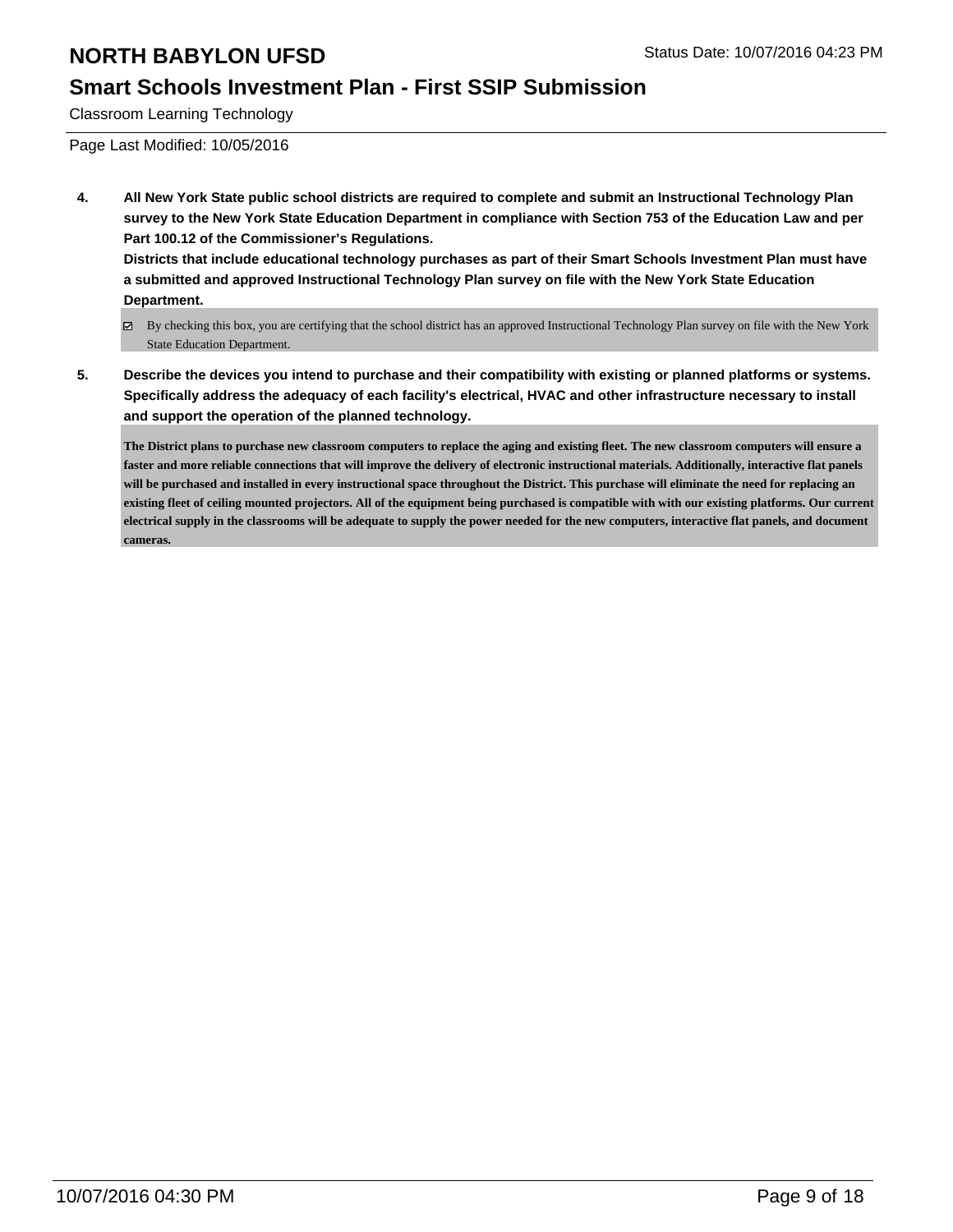# NORTH BABYLON UFSD

Status Date: 10/07/2016 04:23 PM

## Smart Schools Investment Plan - First SSIP Submission

Classroom Learning Technology

Page Last Modified: 10/05/2016

**4. All New York State public school districts are required to complete and submit an Instructional Technology Plan survey to the New York State Education Department in compliance with Section 753 of the Education Law and per Part 100.12 of the Commissioner's Regulations.**
**Districts that include educational technology purchases as part of their Smart Schools Investment Plan must have a submitted and approved Instructional Technology Plan survey on file with the New York State Education Department.**

- [x] By checking this box, you are certifying that the school district has an approved Instructional Technology Plan survey on file with the New York State Education Department.

**5. Describe the devices you intend to purchase and their compatibility with existing or planned platforms or systems. Specifically address the adequacy of each facility's electrical, HVAC and other infrastructure necessary to install and support the operation of the planned technology.**

**The District plans to purchase new classroom computers to replace the aging and existing fleet. The new classroom computers will ensure a faster and more reliable connections that will improve the delivery of electronic instructional materials. Additionally, interactive flat panels will be purchased and installed in every instructional space throughout the District. This purchase will eliminate the need for replacing an existing fleet of ceiling mounted projectors. All of the equipment being purchased is compatible with with our existing platforms. Our current electrical supply in the classrooms will be adequate to supply the power needed for the new computers, interactive flat panels, and document cameras.**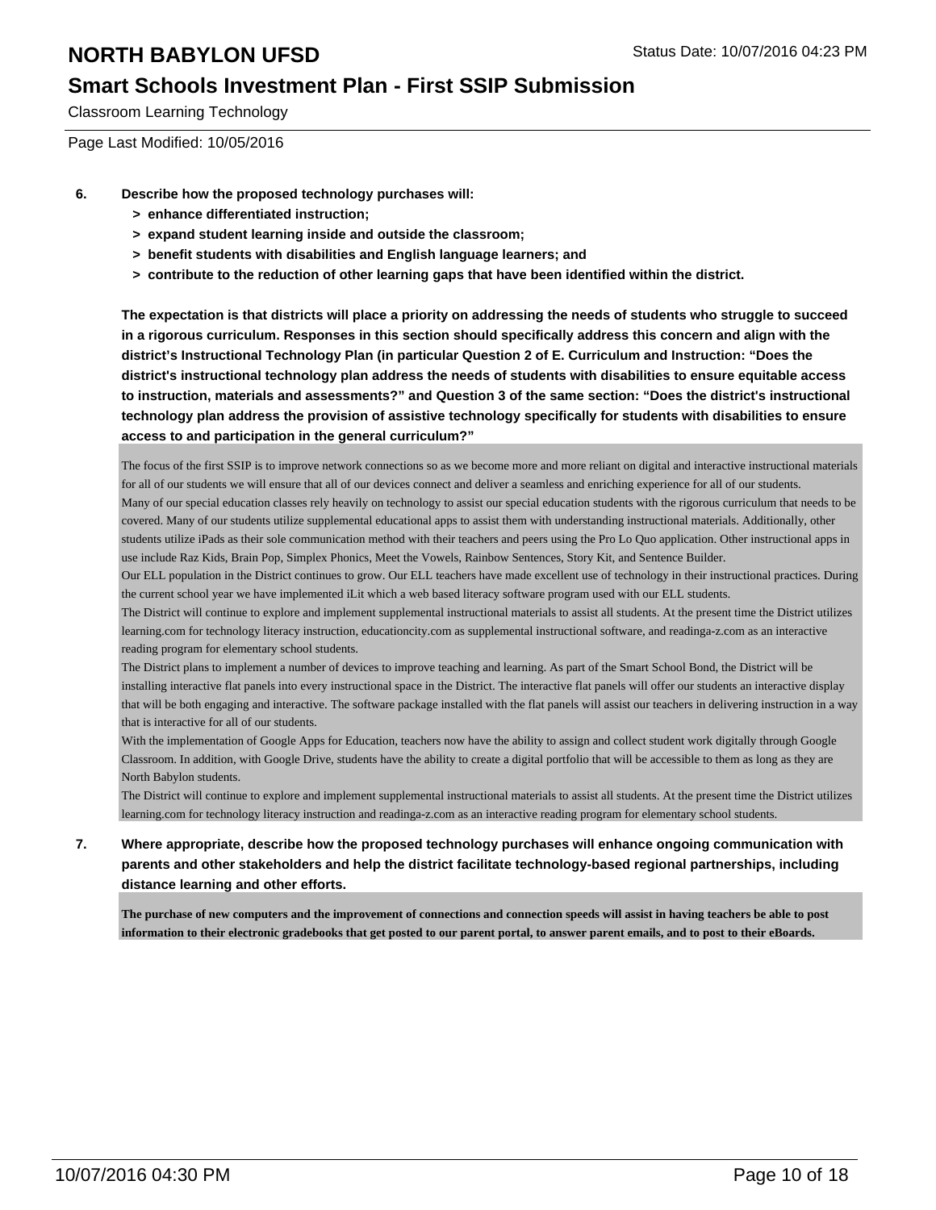6. **Describe how the proposed technology purchases will:**
   - **> enhance differentiated instruction;**
   - **> expand student learning inside and outside the classroom;**
   - **> benefit students with disabilities and English language learners; and**
   - **> contribute to the reduction of other learning gaps that have been identified within the district.**

   **The expectation is that districts will place a priority on addressing the needs of students who struggle to succeed in a rigorous curriculum. Responses in this section should specifically address this concern and align with the district's Instructional Technology Plan (in particular Question 2 of E. Curriculum and Instruction: "Does the district's instructional technology plan address the needs of students with disabilities to ensure equitable access to instruction, materials and assessments?" and Question 3 of the same section: "Does the district's instructional technology plan address the provision of assistive technology specifically for students with disabilities to ensure access to and participation in the general curriculum?"**

The focus of the first SSIP is to improve network connections so as we become more and more reliant on digital and interactive instructional materials for all of our students we will ensure that all of our devices connect and deliver a seamless and enriching experience for all of our students.
Many of our special education classes rely heavily on technology to assist our special education students with the rigorous curriculum that needs to be covered. Many of our students utilize supplemental educational apps to assist them with understanding instructional materials. Additionally, other students utilize iPads as their sole communication method with their teachers and peers using the Pro Lo Quo application. Other instructional apps in use include Raz Kids, Brain Pop, Simplex Phonics, Meet the Vowels, Rainbow Sentences, Story Kit, and Sentence Builder.
Our ELL population in the District continues to grow. Our ELL teachers have made excellent use of technology in their instructional practices. During the current school year we have implemented iLit which a web based literacy software program used with our ELL students.
The District will continue to explore and implement supplemental instructional materials to assist all students. At the present time the District utilizes learning.com for technology literacy instruction, educationcity.com as supplemental instructional software, and readinga-z.com as an interactive reading program for elementary school students.
The District plans to implement a number of devices to improve teaching and learning. As part of the Smart School Bond, the District will be installing interactive flat panels into every instructional space in the District. The interactive flat panels will offer our students an interactive display that will be both engaging and interactive. The software package installed with the flat panels will assist our teachers in delivering instruction in a way that is interactive for all of our students.
With the implementation of Google Apps for Education, teachers now have the ability to assign and collect student work digitally through Google Classroom. In addition, with Google Drive, students have the ability to create a digital portfolio that will be accessible to them as long as they are North Babylon students.
The District will continue to explore and implement supplemental instructional materials to assist all students. At the present time the District utilizes learning.com for technology literacy instruction and readinga-z.com as an interactive reading program for elementary school students.

7. **Where appropriate, describe how the proposed technology purchases will enhance ongoing communication with parents and other stakeholders and help the district facilitate technology-based regional partnerships, including distance learning and other efforts.**

**The purchase of new computers and the improvement of connections and connection speeds will assist in having teachers be able to post information to their electronic gradebooks that get posted to our parent portal, to answer parent emails, and to post to their eBoards.**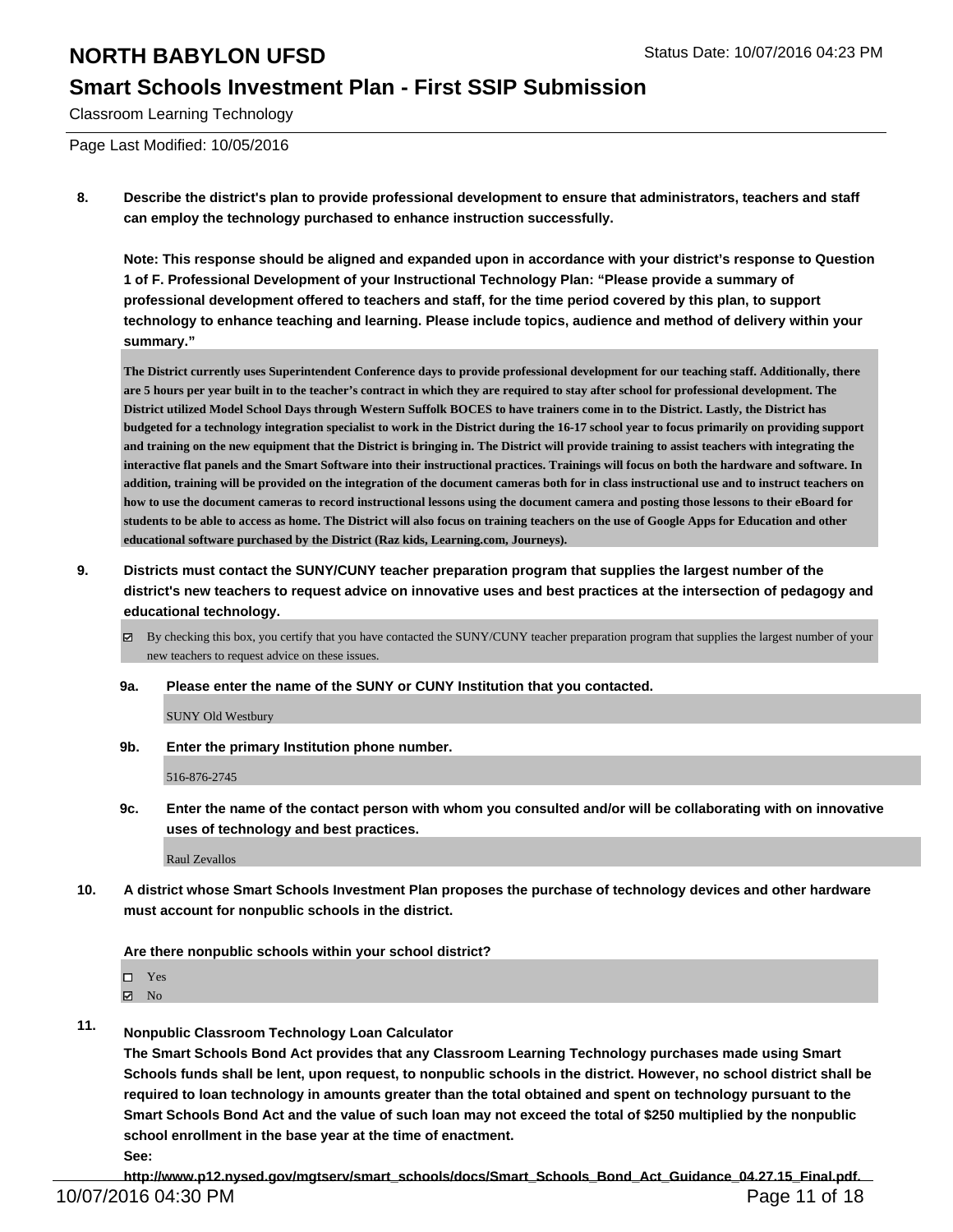**8. Describe the district's plan to provide professional development to ensure that administrators, teachers and staff can employ the technology purchased to enhance instruction successfully.**

**Note: This response should be aligned and expanded upon in accordance with your district's response to Question 1 of F. Professional Development of your Instructional Technology Plan: "Please provide a summary of professional development offered to teachers and staff, for the time period covered by this plan, to support technology to enhance teaching and learning. Please include topics, audience and method of delivery within your summary."**

**The District currently uses Superintendent Conference days to provide professional development for our teaching staff. Additionally, there are 5 hours per year built in to the teacher's contract in which they are required to stay after school for professional development. The District utilized Model School Days through Western Suffolk BOCES to have trainers come in to the District. Lastly, the District has budgeted for a technology integration specialist to work in the District during the 16-17 school year to focus primarily on providing support and training on the new equipment that the District is bringing in. The District will provide training to assist teachers with integrating the interactive flat panels and the Smart Software into their instructional practices. Trainings will focus on both the hardware and software. In addition, training will be provided on the integration of the document cameras both for in class instructional use and to instruct teachers on how to use the document cameras to record instructional lessons using the document camera and posting those lessons to their eBoard for students to be able to access as home. The District will also focus on training teachers on the use of Google Apps for Education and other educational software purchased by the District (Raz kids, Learning.com, Journeys).**

**9. Districts must contact the SUNY/CUNY teacher preparation program that supplies the largest number of the district's new teachers to request advice on innovative uses and best practices at the intersection of pedagogy and educational technology.**

☑ By checking this box, you certify that you have contacted the SUNY/CUNY teacher preparation program that supplies the largest number of your new teachers to request advice on these issues.

**9a. Please enter the name of the SUNY or CUNY Institution that you contacted.**

SUNY Old Westbury

**9b. Enter the primary Institution phone number.**

516-876-2745

**9c. Enter the name of the contact person with whom you consulted and/or will be collaborating with on innovative uses of technology and best practices.**

Raul Zevallos

**10. A district whose Smart Schools Investment Plan proposes the purchase of technology devices and other hardware must account for nonpublic schools in the district.**

**Are there nonpublic schools within your school district?**

☐ Yes
☑ No

**11. Nonpublic Classroom Technology Loan Calculator**
**The Smart Schools Bond Act provides that any Classroom Learning Technology purchases made using Smart Schools funds shall be lent, upon request, to nonpublic schools in the district. However, no school district shall be required to loan technology in amounts greater than the total obtained and spent on technology pursuant to the Smart Schools Bond Act and the value of such loan may not exceed the total of $250 multiplied by the nonpublic school enrollment in the base year at the time of enactment.**
**See:**
**http://www.p12.nysed.gov/mgtserv/smart_schools/docs/Smart_Schools_Bond_Act_Guidance_04.27.15_Final.pdf.**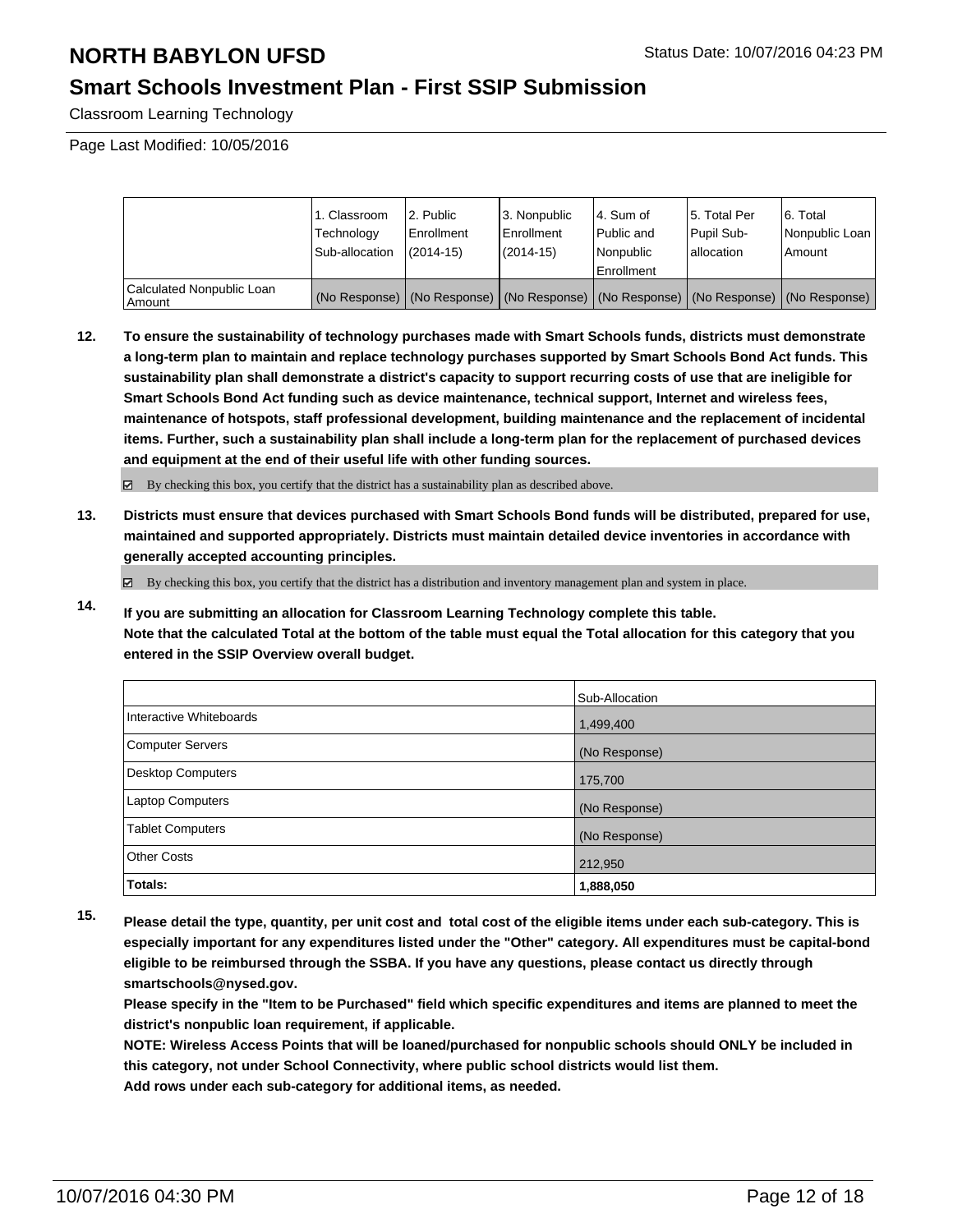Classroom Learning Technology

Page Last Modified: 10/05/2016

| | 1. Classroom Technology Sub-allocation | 2. Public Enrollment (2014-15) | 3. Nonpublic Enrollment (2014-15) | 4. Sum of Public and Nonpublic Enrollment | 5. Total Per Pupil Sub-allocation | 6. Total Nonpublic Loan Amount |
|---|---|---|---|---|---|---|
| Calculated Nonpublic Loan Amount | (No Response) | (No Response) | (No Response) | (No Response) | (No Response) | (No Response) |

**12. To ensure the sustainability of technology purchases made with Smart Schools funds, districts must demonstrate a long-term plan to maintain and replace technology purchases supported by Smart Schools Bond Act funds. This sustainability plan shall demonstrate a district's capacity to support recurring costs of use that are ineligible for Smart Schools Bond Act funding such as device maintenance, technical support, Internet and wireless fees, maintenance of hotspots, staff professional development, building maintenance and the replacement of incidental items. Further, such a sustainability plan shall include a long-term plan for the replacement of purchased devices and equipment at the end of their useful life with other funding sources.**

☑ By checking this box, you certify that the district has a sustainability plan as described above.

**13. Districts must ensure that devices purchased with Smart Schools Bond funds will be distributed, prepared for use, maintained and supported appropriately. Districts must maintain detailed device inventories in accordance with generally accepted accounting principles.**

☑ By checking this box, you certify that the district has a distribution and inventory management plan and system in place.

**14. If you are submitting an allocation for Classroom Learning Technology complete this table. Note that the calculated Total at the bottom of the table must equal the Total allocation for this category that you entered in the SSIP Overview overall budget.**

| | Sub-Allocation |
|---|---|
| Interactive Whiteboards | 1,499,400 |
| Computer Servers | (No Response) |
| Desktop Computers | 175,700 |
| Laptop Computers | (No Response) |
| Tablet Computers | (No Response) |
| Other Costs | 212,950 |
| **Totals:** | **1,888,050** |

**15. Please detail the type, quantity, per unit cost and total cost of the eligible items under each sub-category. This is especially important for any expenditures listed under the "Other" category. All expenditures must be capital-bond eligible to be reimbursed through the SSBA. If you have any questions, please contact us directly through smartschools@nysed.gov.**

**Please specify in the "Item to be Purchased" field which specific expenditures and items are planned to meet the district's nonpublic loan requirement, if applicable.**

**NOTE: Wireless Access Points that will be loaned/purchased for nonpublic schools should ONLY be included in this category, not under School Connectivity, where public school districts would list them.**

**Add rows under each sub-category for additional items, as needed.**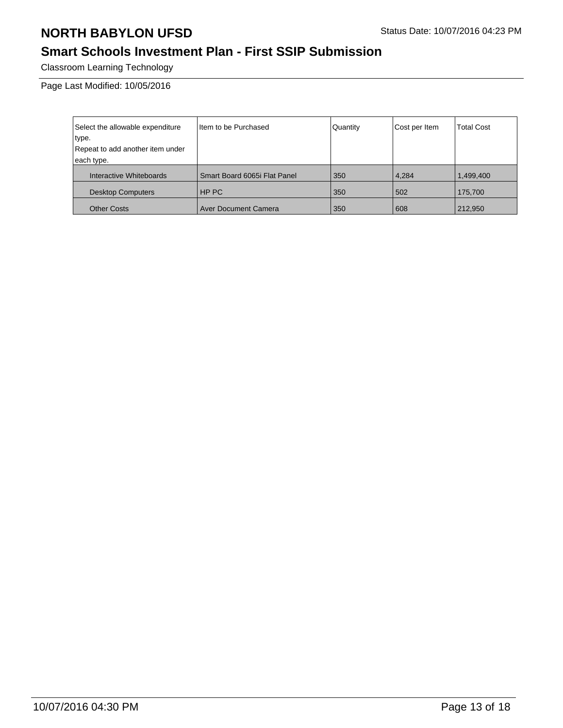# NORTH BABYLON UFSD

## Smart Schools Investment Plan - First SSIP Submission

Classroom Learning Technology

Page Last Modified: 10/05/2016

| Select the allowable expenditure type. Repeat to add another item under each type. | Item to be Purchased | Quantity | Cost per Item | Total Cost |
|---|---|---|---|---|
| Interactive Whiteboards | Smart Board 6065i Flat Panel | 350 | 4,284 | 1,499,400 |
| Desktop Computers | HP PC | 350 | 502 | 175,700 |
| Other Costs | Aver Document Camera | 350 | 608 | 212,950 |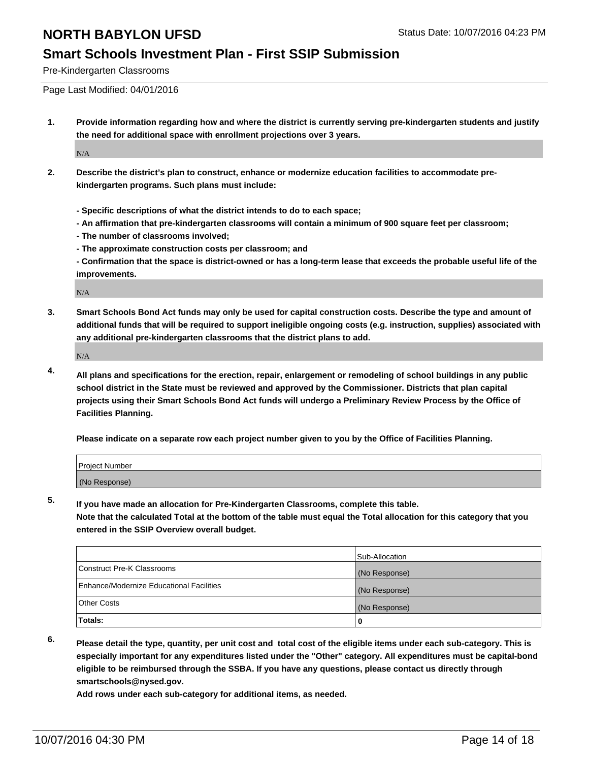# NORTH BABYLON UFSD

Status Date: 10/07/2016 04:23 PM

## Smart Schools Investment Plan - First SSIP Submission

Pre-Kindergarten Classrooms

Page Last Modified: 04/01/2016

1. **Provide information regarding how and where the district is currently serving pre-kindergarten students and justify the need for additional space with enrollment projections over 3 years.**

   N/A

2. **Describe the district's plan to construct, enhance or modernize education facilities to accommodate pre-kindergarten programs. Such plans must include:**

   **- Specific descriptions of what the district intends to do to each space;**
   **- An affirmation that pre-kindergarten classrooms will contain a minimum of 900 square feet per classroom;**
   **- The number of classrooms involved;**
   **- The approximate construction costs per classroom; and**
   **- Confirmation that the space is district-owned or has a long-term lease that exceeds the probable useful life of the improvements.**

   N/A

3. **Smart Schools Bond Act funds may only be used for capital construction costs. Describe the type and amount of additional funds that will be required to support ineligible ongoing costs (e.g. instruction, supplies) associated with any additional pre-kindergarten classrooms that the district plans to add.**

   N/A

4. **All plans and specifications for the erection, repair, enlargement or remodeling of school buildings in any public school district in the State must be reviewed and approved by the Commissioner. Districts that plan capital projects using their Smart Schools Bond Act funds will undergo a Preliminary Review Process by the Office of Facilities Planning.**

   **Please indicate on a separate row each project number given to you by the Office of Facilities Planning.**

| Project Number |
| --- |
| (No Response) |

5. **If you have made an allocation for Pre-Kindergarten Classrooms, complete this table.**
   **Note that the calculated Total at the bottom of the table must equal the Total allocation for this category that you entered in the SSIP Overview overall budget.**

| | Sub-Allocation |
| --- | --- |
| Construct Pre-K Classrooms | (No Response) |
| Enhance/Modernize Educational Facilities | (No Response) |
| Other Costs | (No Response) |
| **Totals:** | **0** |

6. **Please detail the type, quantity, per unit cost and total cost of the eligible items under each sub-category. This is especially important for any expenditures listed under the "Other" category. All expenditures must be capital-bond eligible to be reimbursed through the SSBA. If you have any questions, please contact us directly through smartschools@nysed.gov.**
   **Add rows under each sub-category for additional items, as needed.**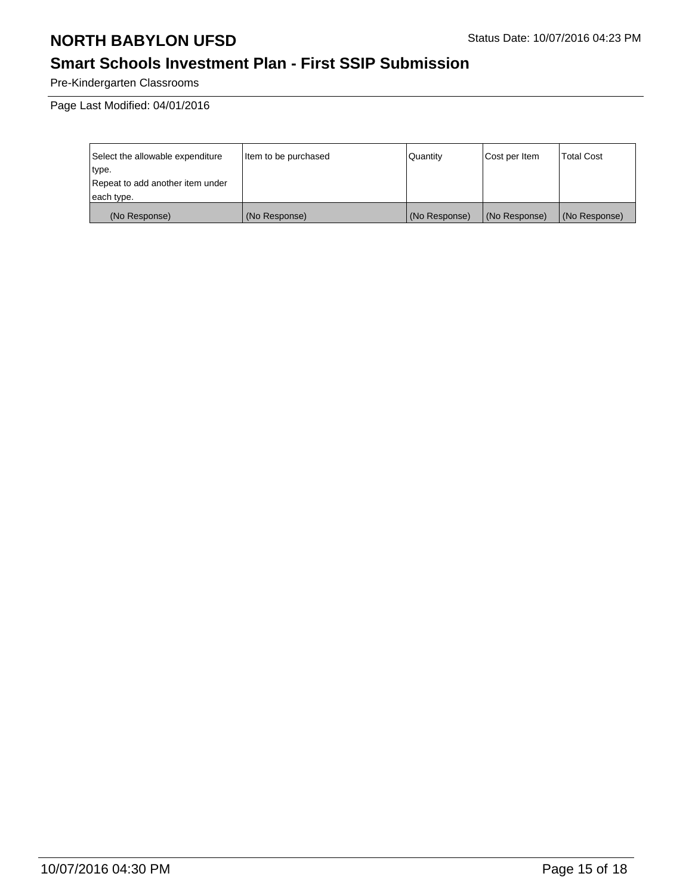# NORTH BABYLON UFSD

Status Date: 10/07/2016 04:23 PM

## Smart Schools Investment Plan - First SSIP Submission

Pre-Kindergarten Classrooms

Page Last Modified: 04/01/2016

| Select the allowable expenditure type. Repeat to add another item under each type. | Item to be purchased | Quantity | Cost per Item | Total Cost |
|---|---|---|---|---|
| (No Response) | (No Response) | (No Response) | (No Response) | (No Response) |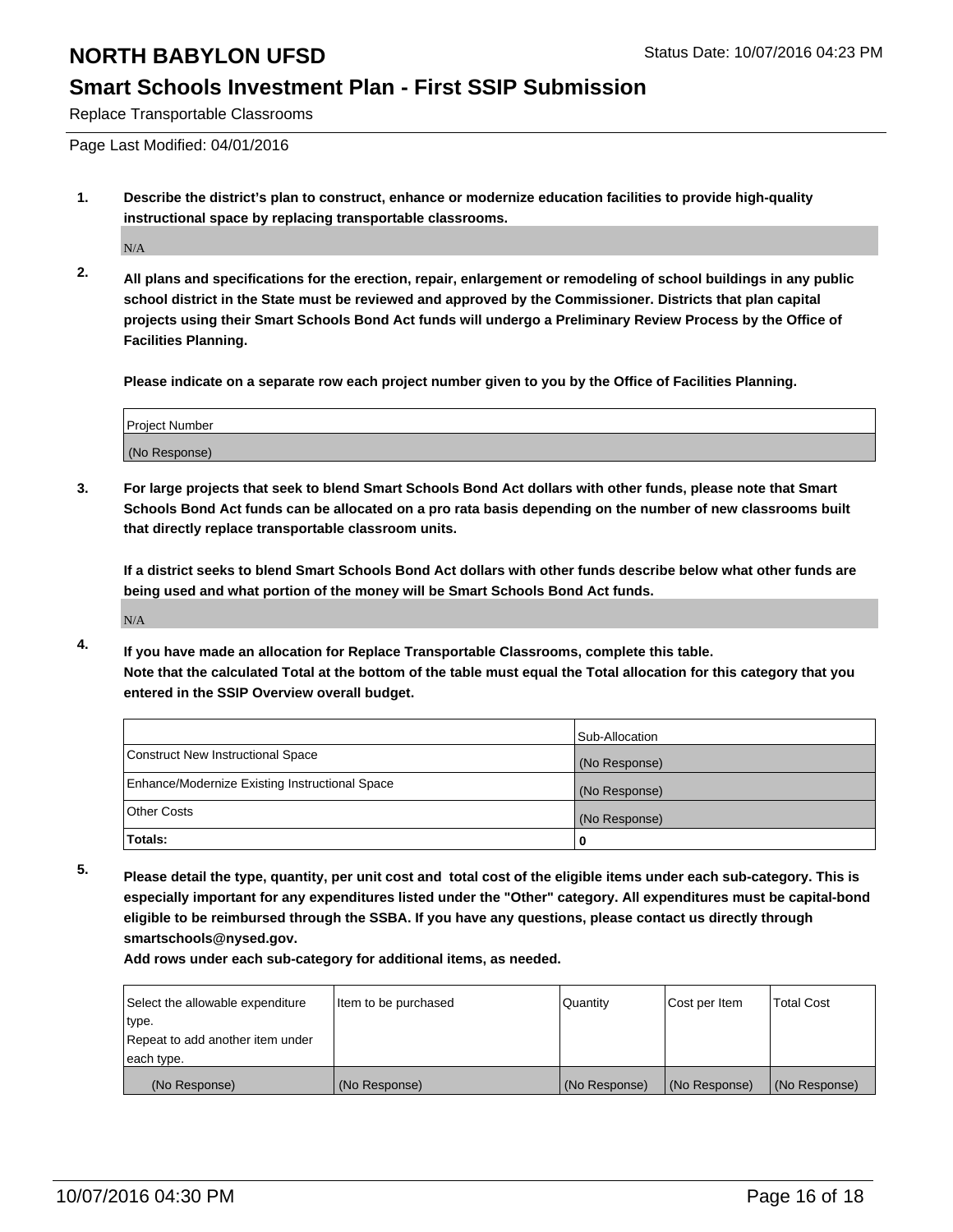# NORTH BABYLON UFSD

Status Date: 10/07/2016 04:23 PM

## Smart Schools Investment Plan - First SSIP Submission

Replace Transportable Classrooms

Page Last Modified: 04/01/2016

1. **Describe the district's plan to construct, enhance or modernize education facilities to provide high-quality instructional space by replacing transportable classrooms.**

   N/A

2. **All plans and specifications for the erection, repair, enlargement or remodeling of school buildings in any public school district in the State must be reviewed and approved by the Commissioner. Districts that plan capital projects using their Smart Schools Bond Act funds will undergo a Preliminary Review Process by the Office of Facilities Planning.**

   **Please indicate on a separate row each project number given to you by the Office of Facilities Planning.**

| Project Number |
|---|
| (No Response) |

3. **For large projects that seek to blend Smart Schools Bond Act dollars with other funds, please note that Smart Schools Bond Act funds can be allocated on a pro rata basis depending on the number of new classrooms built that directly replace transportable classroom units.**

   **If a district seeks to blend Smart Schools Bond Act dollars with other funds describe below what other funds are being used and what portion of the money will be Smart Schools Bond Act funds.**

   N/A

4. **If you have made an allocation for Replace Transportable Classrooms, complete this table. Note that the calculated Total at the bottom of the table must equal the Total allocation for this category that you entered in the SSIP Overview overall budget.**

| | Sub-Allocation |
|---|---|
| Construct New Instructional Space | (No Response) |
| Enhance/Modernize Existing Instructional Space | (No Response) |
| Other Costs | (No Response) |
| **Totals:** | **0** |

5. **Please detail the type, quantity, per unit cost and total cost of the eligible items under each sub-category. This is especially important for any expenditures listed under the "Other" category. All expenditures must be capital-bond eligible to be reimbursed through the SSBA. If you have any questions, please contact us directly through smartschools@nysed.gov.**

   **Add rows under each sub-category for additional items, as needed.**

| Select the allowable expenditure type. Repeat to add another item under each type. | Item to be purchased | Quantity | Cost per Item | Total Cost |
|---|---|---|---|---|
| (No Response) | (No Response) | (No Response) | (No Response) | (No Response) |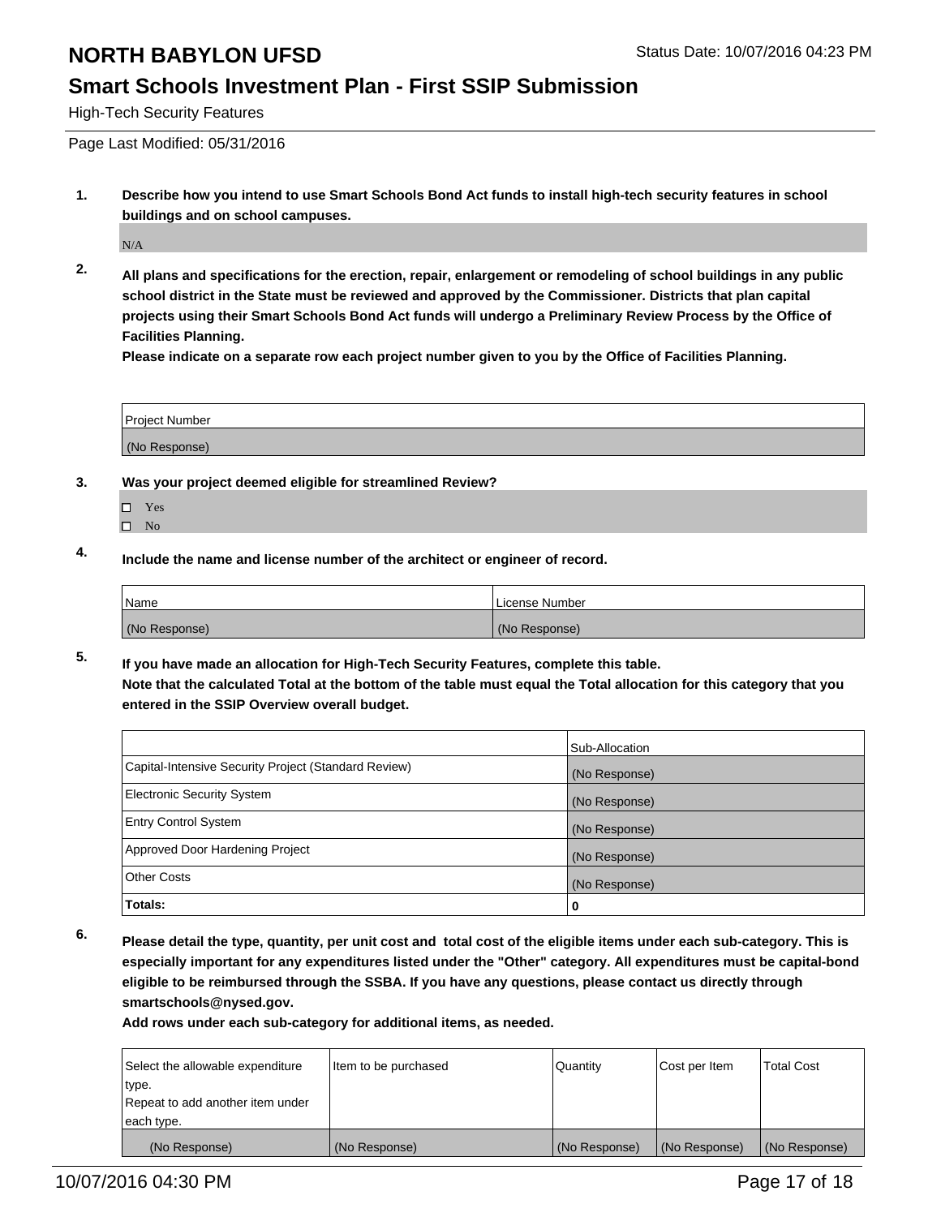# NORTH BABYLON UFSD

Status Date: 10/07/2016 04:23 PM

## Smart Schools Investment Plan - First SSIP Submission

High-Tech Security Features

Page Last Modified: 05/31/2016

**1. Describe how you intend to use Smart Schools Bond Act funds to install high-tech security features in school buildings and on school campuses.**

N/A

**2. All plans and specifications for the erection, repair, enlargement or remodeling of school buildings in any public school district in the State must be reviewed and approved by the Commissioner. Districts that plan capital projects using their Smart Schools Bond Act funds will undergo a Preliminary Review Process by the Office of Facilities Planning.**
**Please indicate on a separate row each project number given to you by the Office of Facilities Planning.**

| Project Number |
| --- |
| (No Response) |

**3. Was your project deemed eligible for streamlined Review?**

- ☐ Yes
- ☐ No

**4. Include the name and license number of the architect or engineer of record.**

| Name | License Number |
| --- | --- |
| (No Response) | (No Response) |

**5. If you have made an allocation for High-Tech Security Features, complete this table.**
**Note that the calculated Total at the bottom of the table must equal the Total allocation for this category that you entered in the SSIP Overview overall budget.**

| | Sub-Allocation |
| --- | --- |
| Capital-Intensive Security Project (Standard Review) | (No Response) |
| Electronic Security System | (No Response) |
| Entry Control System | (No Response) |
| Approved Door Hardening Project | (No Response) |
| Other Costs | (No Response) |
| **Totals:** | **0** |

**6. Please detail the type, quantity, per unit cost and total cost of the eligible items under each sub-category. This is especially important for any expenditures listed under the "Other" category. All expenditures must be capital-bond eligible to be reimbursed through the SSBA. If you have any questions, please contact us directly through smartschools@nysed.gov.**
**Add rows under each sub-category for additional items, as needed.**

| Select the allowable expenditure type. Repeat to add another item under each type. | Item to be purchased | Quantity | Cost per Item | Total Cost |
| --- | --- | --- | --- | --- |
| (No Response) | (No Response) | (No Response) | (No Response) | (No Response) |